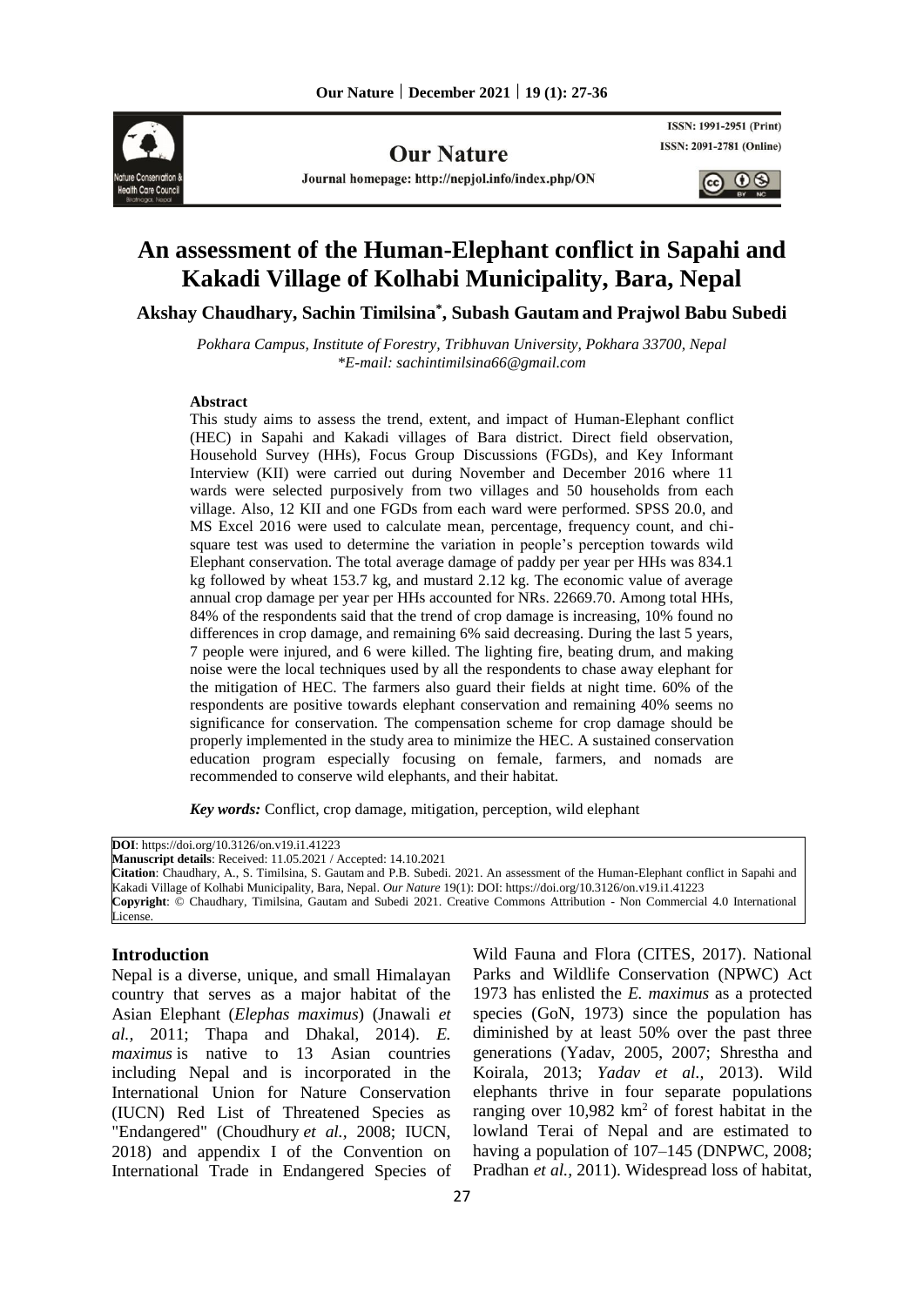# An assessment of the Human-Elephant conflict in Sapahi and Kakadi Village of Kolhabi Municipality, Bara, Nepal

**Akshay Chaudhary, Sachin Timilsina*, Subash Gautam and Prajwol Babu Subedi**

*Pokhara Campus, Institute of Forestry, Tribhuvan University, Pokhara 33700, Nepal*
*\*E-mail: sachintimilsina66@gmail.com*

**Abstract**

This study aims to assess the trend, extent, and impact of Human-Elephant conflict (HEC) in Sapahi and Kakadi villages of Bara district. Direct field observation, Household Survey (HHs), Focus Group Discussions (FGDs), and Key Informant Interview (KII) were carried out during November and December 2016 where 11 wards were selected purposively from two villages and 50 households from each village. Also, 12 KII and one FGDs from each ward were performed. SPSS 20.0, and MS Excel 2016 were used to calculate mean, percentage, frequency count, and chi-square test was used to determine the variation in people's perception towards wild Elephant conservation. The total average damage of paddy per year per HHs was 834.1 kg followed by wheat 153.7 kg, and mustard 2.12 kg. The economic value of average annual crop damage per year per HHs accounted for NRs. 22669.70. Among total HHs, 84% of the respondents said that the trend of crop damage is increasing, 10% found no differences in crop damage, and remaining 6% said decreasing. During the last 5 years, 7 people were injured, and 6 were killed. The lighting fire, beating drum, and making noise were the local techniques used by all the respondents to chase away elephant for the mitigation of HEC. The farmers also guard their fields at night time. 60% of the respondents are positive towards elephant conservation and remaining 40% seems no significance for conservation. The compensation scheme for crop damage should be properly implemented in the study area to minimize the HEC. A sustained conservation education program especially focusing on female, farmers, and nomads are recommended to conserve wild elephants, and their habitat.

***Key words:*** Conflict, crop damage, mitigation, perception, wild elephant

**DOI**: https://doi.org/10.3126/on.v19.i1.41223
**Manuscript details**: Received: 11.05.2021 / Accepted: 14.10.2021
**Citation**: Chaudhary, A., S. Timilsina, S. Gautam and P.B. Subedi. 2021. An assessment of the Human-Elephant conflict in Sapahi and Kakadi Village of Kolhabi Municipality, Bara, Nepal. *Our Nature* 19(1): DOI: https://doi.org/10.3126/on.v19.i1.41223
**Copyright**: © Chaudhary, Timilsina, Gautam and Subedi 2021. Creative Commons Attribution - Non Commercial 4.0 International License.

## Introduction

Nepal is a diverse, unique, and small Himalayan country that serves as a major habitat of the Asian Elephant (*Elephas maximus*) (Jnawali *et al.,* 2011; Thapa and Dhakal, 2014). *E. maximus* is native to 13 Asian countries including Nepal and is incorporated in the International Union for Nature Conservation (IUCN) Red List of Threatened Species as "Endangered" (Choudhury *et al.,* 2008; IUCN, 2018) and appendix I of the Convention on International Trade in Endangered Species of Wild Fauna and Flora (CITES, 2017). National Parks and Wildlife Conservation (NPWC) Act 1973 has enlisted the *E. maximus* as a protected species (GoN, 1973) since the population has diminished by at least 50% over the past three generations (Yadav, 2005, 2007; Shrestha and Koirala, 2013; *Yadav et al.,* 2013). Wild elephants thrive in four separate populations ranging over 10,982 km$^2$ of forest habitat in the lowland Terai of Nepal and are estimated to having a population of 107–145 (DNPWC, 2008; Pradhan *et al.,* 2011). Widespread loss of habitat,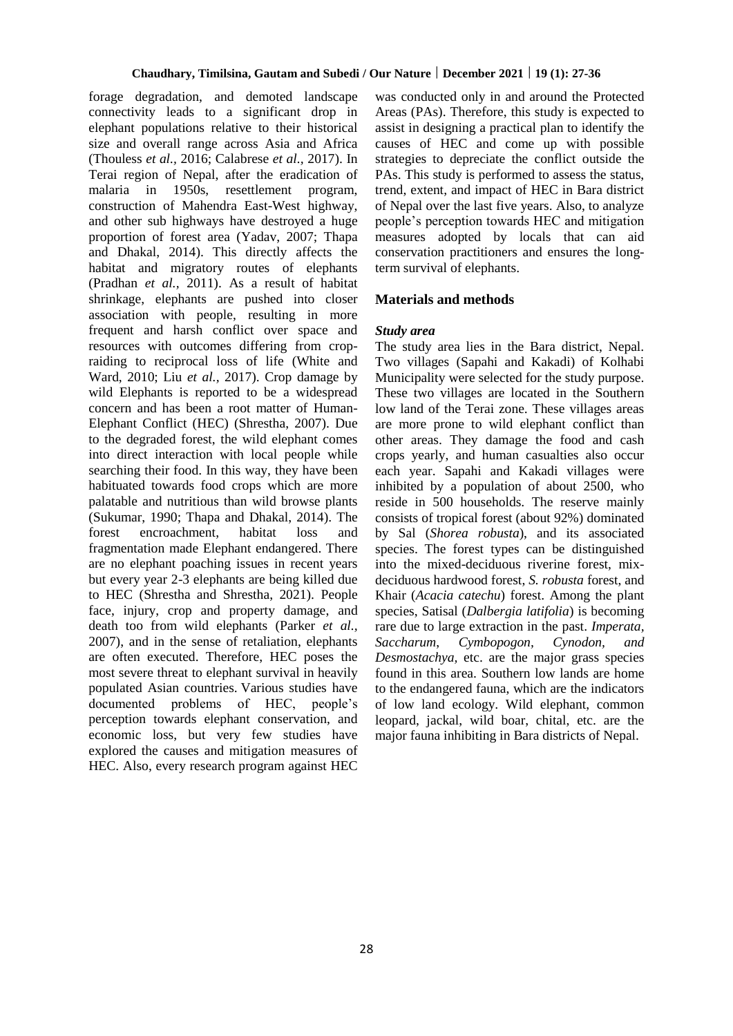forage degradation, and demoted landscape connectivity leads to a significant drop in elephant populations relative to their historical size and overall range across Asia and Africa (Thouless *et al.,* 2016; Calabrese *et al*., 2017). In Terai region of Nepal, after the eradication of malaria in 1950s, resettlement program, construction of Mahendra East-West highway, and other sub highways have destroyed a huge proportion of forest area (Yadav, 2007; Thapa and Dhakal, 2014). This directly affects the habitat and migratory routes of elephants (Pradhan *et al.,* 2011). As a result of habitat shrinkage, elephants are pushed into closer association with people, resulting in more frequent and harsh conflict over space and resources with outcomes differing from crop-raiding to reciprocal loss of life (White and Ward, 2010; Liu *et al.,* 2017). Crop damage by wild Elephants is reported to be a widespread concern and has been a root matter of Human-Elephant Conflict (HEC) (Shrestha, 2007). Due to the degraded forest, the wild elephant comes into direct interaction with local people while searching their food. In this way, they have been habituated towards food crops which are more palatable and nutritious than wild browse plants (Sukumar, 1990; Thapa and Dhakal, 2014). The forest encroachment, habitat loss and fragmentation made Elephant endangered. There are no elephant poaching issues in recent years but every year 2-3 elephants are being killed due to HEC (Shrestha and Shrestha, 2021). People face, injury, crop and property damage, and death too from wild elephants (Parker *et al.,* 2007), and in the sense of retaliation, elephants are often executed. Therefore, HEC poses the most severe threat to elephant survival in heavily populated Asian countries. Various studies have documented problems of HEC, people's perception towards elephant conservation, and economic loss, but very few studies have explored the causes and mitigation measures of HEC. Also, every research program against HEC was conducted only in and around the Protected Areas (PAs). Therefore, this study is expected to assist in designing a practical plan to identify the causes of HEC and come up with possible strategies to depreciate the conflict outside the PAs. This study is performed to assess the status, trend, extent, and impact of HEC in Bara district of Nepal over the last five years. Also, to analyze people's perception towards HEC and mitigation measures adopted by locals that can aid conservation practitioners and ensures the long-term survival of elephants.

## Materials and methods

### *Study area*

The study area lies in the Bara district, Nepal. Two villages (Sapahi and Kakadi) of Kolhabi Municipality were selected for the study purpose. These two villages are located in the Southern low land of the Terai zone. These villages areas are more prone to wild elephant conflict than other areas. They damage the food and cash crops yearly, and human casualties also occur each year. Sapahi and Kakadi villages were inhibited by a population of about 2500, who reside in 500 households. The reserve mainly consists of tropical forest (about 92%) dominated by Sal (*Shorea robusta*), and its associated species. The forest types can be distinguished into the mixed-deciduous riverine forest, mix-deciduous hardwood forest, *S. robusta* forest, and Khair (*Acacia catechu*) forest. Among the plant species, Satisal (*Dalbergia latifolia*) is becoming rare due to large extraction in the past. *Imperata, Saccharum*, *Cymbopogon*, *Cynodon, and Desmostachya,* etc. are the major grass species found in this area. Southern low lands are home to the endangered fauna, which are the indicators of low land ecology. Wild elephant, common leopard, jackal, wild boar, chital, etc. are the major fauna inhibiting in Bara districts of Nepal.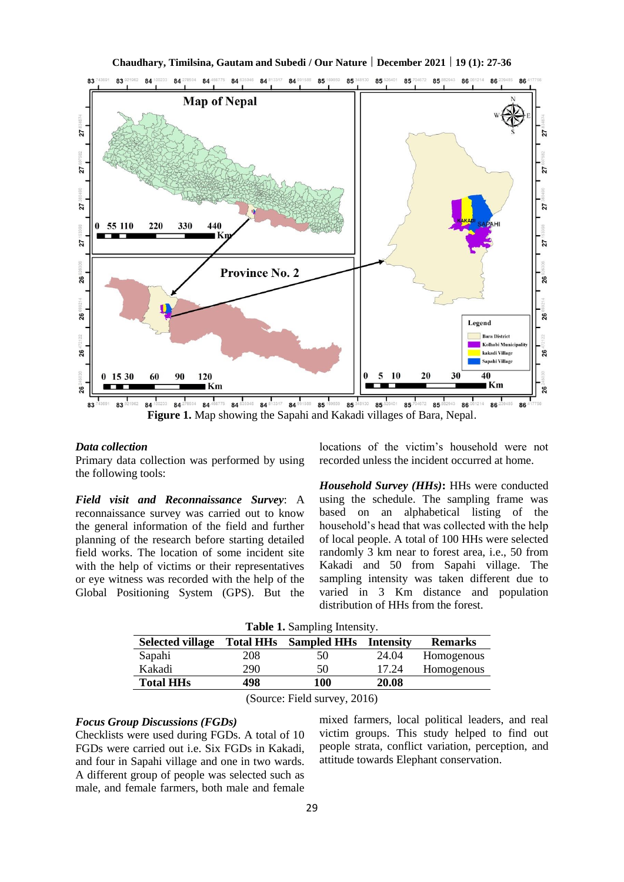**Figure 1.** Map showing the Sapahi and Kakadi villages of Bara, Nepal.

***Data collection***

Primary data collection was performed by using the following tools:

***Field visit and Reconnaissance Survey***: A reconnaissance survey was carried out to know the general information of the field and further planning of the research before starting detailed field works. The location of some incident site with the help of victims or their representatives or eye witness was recorded with the help of the Global Positioning System (GPS). But the locations of the victim's household were not recorded unless the incident occurred at home.

***Household Survey (HHs)*:** HHs were conducted using the schedule. The sampling frame was based on an alphabetical listing of the household's head that was collected with the help of local people. A total of 100 HHs were selected randomly 3 km near to forest area, i.e., 50 from Kakadi and 50 from Sapahi village. The sampling intensity was taken different due to varied in 3 Km distance and population distribution of HHs from the forest.

**Table 1.** Sampling Intensity.

| Selected village | Total HHs | Sampled HHs | Intensity | Remarks |
|---|---|---|---|---|
| Sapahi | 208 | 50 | 24.04 | Homogenous |
| Kakadi | 290 | 50 | 17.24 | Homogenous |
| **Total HHs** | **498** | **100** | **20.08** | |

(Source: Field survey, 2016)

***Focus Group Discussions (FGDs)***

Checklists were used during FGDs. A total of 10 FGDs were carried out i.e. Six FGDs in Kakadi, and four in Sapahi village and one in two wards. A different group of people was selected such as male, and female farmers, both male and female mixed farmers, local political leaders, and real victim groups. This study helped to find out people strata, conflict variation, perception, and attitude towards Elephant conservation.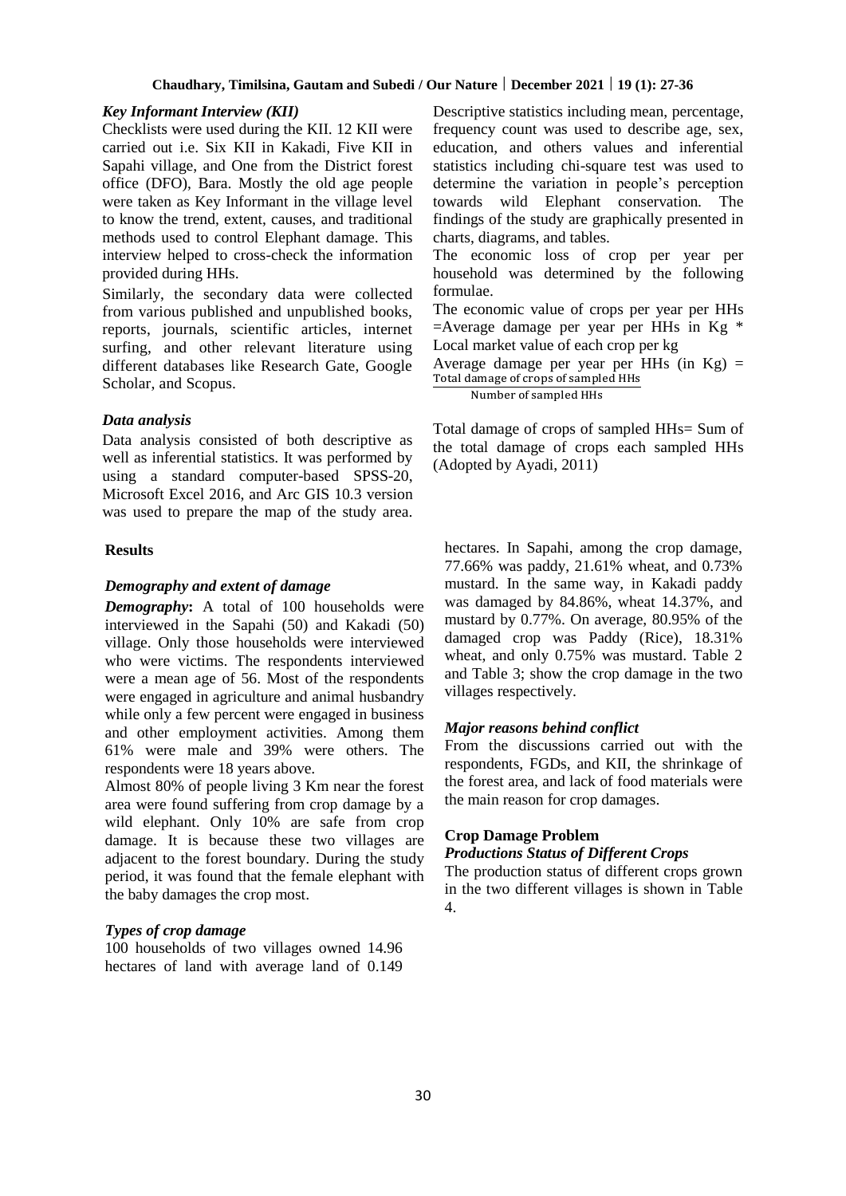### *Key Informant Interview (KII)*

Checklists were used during the KII. 12 KII were carried out i.e. Six KII in Kakadi, Five KII in Sapahi village, and One from the District forest office (DFO), Bara. Mostly the old age people were taken as Key Informant in the village level to know the trend, extent, causes, and traditional methods used to control Elephant damage. This interview helped to cross-check the information provided during HHs.

Similarly, the secondary data were collected from various published and unpublished books, reports, journals, scientific articles, internet surfing, and other relevant literature using different databases like Research Gate, Google Scholar, and Scopus.

### *Data analysis*

Data analysis consisted of both descriptive as well as inferential statistics. It was performed by using a standard computer-based SPSS-20, Microsoft Excel 2016, and Arc GIS 10.3 version was used to prepare the map of the study area.

Descriptive statistics including mean, percentage, frequency count was used to describe age, sex, education, and others values and inferential statistics including chi-square test was used to determine the variation in people's perception towards wild Elephant conservation. The findings of the study are graphically presented in charts, diagrams, and tables.

The economic loss of crop per year per household was determined by the following formulae.

The economic value of crops per year per HHs =Average damage per year per HHs in Kg * Local market value of each crop per kg

Average damage per year per HHs (in Kg) = $\frac{\text{Total damage of crops of sampled HHs}}{\text{Number of sampled HHs}}$

Total damage of crops of sampled HHs= Sum of the total damage of crops each sampled HHs (Adopted by Ayadi, 2011)

## **Results**

### *Demography and extent of damage*

***Demography*:** A total of 100 households were interviewed in the Sapahi (50) and Kakadi (50) village. Only those households were interviewed who were victims. The respondents interviewed were a mean age of 56. Most of the respondents were engaged in agriculture and animal husbandry while only a few percent were engaged in business and other employment activities. Among them 61% were male and 39% were others. The respondents were 18 years above.

Almost 80% of people living 3 Km near the forest area were found suffering from crop damage by a wild elephant. Only 10% are safe from crop damage. It is because these two villages are adjacent to the forest boundary. During the study period, it was found that the female elephant with the baby damages the crop most.

### *Types of crop damage*

100 households of two villages owned 14.96 hectares of land with average land of 0.149 hectares. In Sapahi, among the crop damage, 77.66% was paddy, 21.61% wheat, and 0.73% mustard. In the same way, in Kakadi paddy was damaged by 84.86%, wheat 14.37%, and mustard by 0.77%. On average, 80.95% of the damaged crop was Paddy (Rice), 18.31% wheat, and only 0.75% was mustard. Table 2 and Table 3; show the crop damage in the two villages respectively.

### *Major reasons behind conflict*

From the discussions carried out with the respondents, FGDs, and KII, the shrinkage of the forest area, and lack of food materials were the main reason for crop damages.

### **Crop Damage Problem**

### *Productions Status of Different Crops*

The production status of different crops grown in the two different villages is shown in Table 4.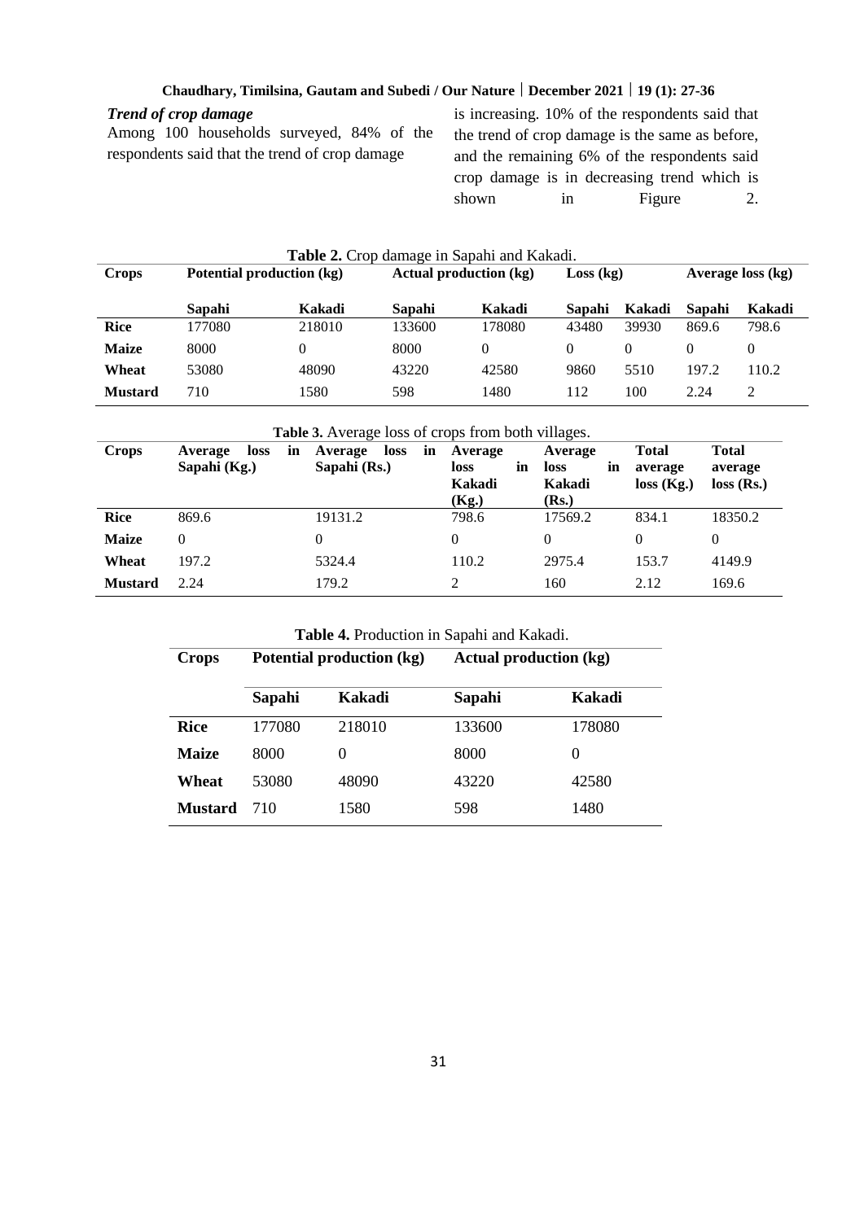### *Trend of crop damage*

Among 100 households surveyed, 84% of the respondents said that the trend of crop damage is increasing. 10% of the respondents said that the trend of crop damage is the same as before, and the remaining 6% of the respondents said crop damage is in decreasing trend which is shown in Figure 2.

**Table 2.** Crop damage in Sapahi and Kakadi.

| Crops | Potential production (kg) | | Actual production (kg) | | Loss (kg) | | Average loss (kg) | |
|---|---|---|---|---|---|---|---|---|
| | Sapahi | Kakadi | Sapahi | Kakadi | Sapahi | Kakadi | Sapahi | Kakadi |
| **Rice** | 177080 | 218010 | 133600 | 178080 | 43480 | 39930 | 869.6 | 798.6 |
| **Maize** | 8000 | 0 | 8000 | 0 | 0 | 0 | 0 | 0 |
| **Wheat** | 53080 | 48090 | 43220 | 42580 | 9860 | 5510 | 197.2 | 110.2 |
| **Mustard** | 710 | 1580 | 598 | 1480 | 112 | 100 | 2.24 | 2 |

**Table 3.** Average loss of crops from both villages.

| Crops | Average loss in Sapahi (Kg.) | Average loss in Sapahi (Rs.) | Average loss in Kakadi (Kg.) | Average loss in Kakadi (Rs.) | Total average loss (Kg.) | Total average loss (Rs.) |
|---|---|---|---|---|---|---|
| **Rice** | 869.6 | 19131.2 | 798.6 | 17569.2 | 834.1 | 18350.2 |
| **Maize** | 0 | 0 | 0 | 0 | 0 | 0 |
| **Wheat** | 197.2 | 5324.4 | 110.2 | 2975.4 | 153.7 | 4149.9 |
| **Mustard** | 2.24 | 179.2 | 2 | 160 | 2.12 | 169.6 |

**Table 4.** Production in Sapahi and Kakadi.

| Crops | Potential production (kg) | | Actual production (kg) | |
|---|---|---|---|---|
| | Sapahi | Kakadi | Sapahi | Kakadi |
| **Rice** | 177080 | 218010 | 133600 | 178080 |
| **Maize** | 8000 | 0 | 8000 | 0 |
| **Wheat** | 53080 | 48090 | 43220 | 42580 |
| **Mustard** | 710 | 1580 | 598 | 1480 |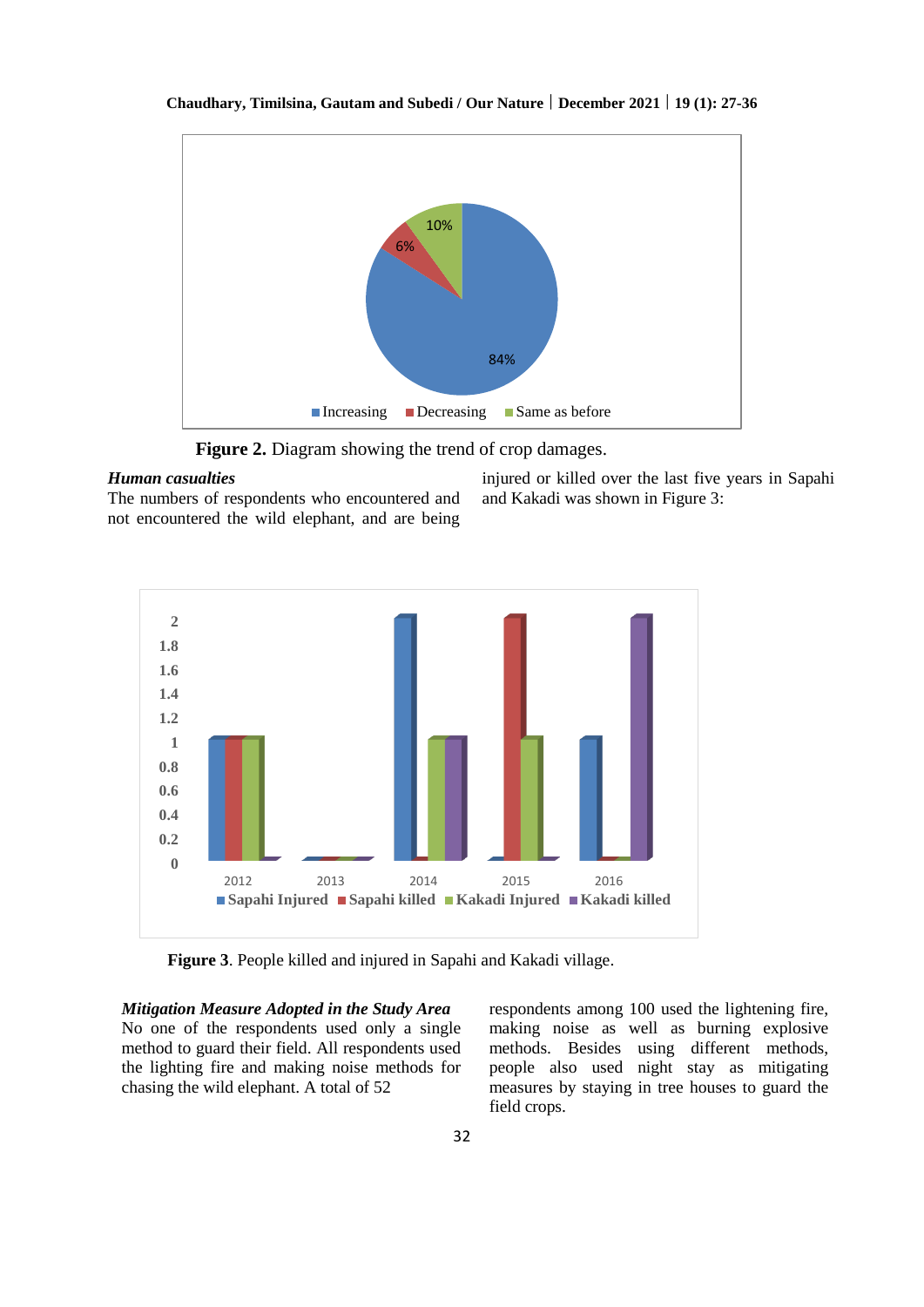**Figure 2.** Diagram showing the trend of crop damages.

***Human casualties***

The numbers of respondents who encountered and not encountered the wild elephant, and are being injured or killed over the last five years in Sapahi and Kakadi was shown in Figure 3:

**Figure 3**. People killed and injured in Sapahi and Kakadi village.

***Mitigation Measure Adopted in the Study Area***

No one of the respondents used only a single method to guard their field. All respondents used the lighting fire and making noise methods for chasing the wild elephant. A total of 52 respondents among 100 used the lightening fire, making noise as well as burning explosive methods. Besides using different methods, people also used night stay as mitigating measures by staying in tree houses to guard the field crops.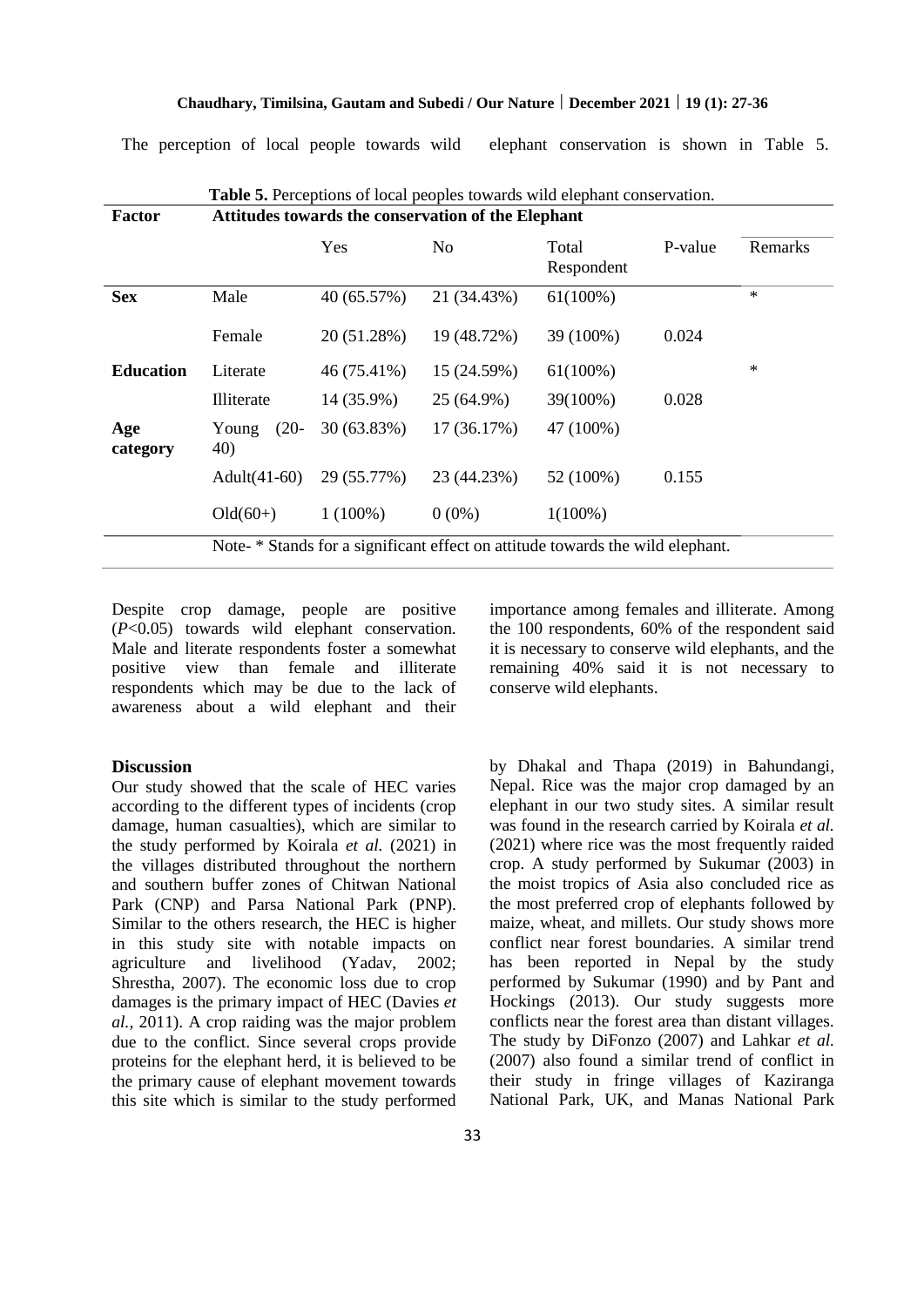The perception of local people towards wild elephant conservation is shown in Table 5.

**Table 5.** Perceptions of local peoples towards wild elephant conservation.

| Factor | Attitudes towards the conservation of the Elephant | | | | | |
|---|---|---|---|---|---|---|
| | | Yes | No | Total Respondent | P-value | Remarks |
| **Sex** | Male | 40 (65.57%) | 21 (34.43%) | 61(100%) | | * |
| | Female | 20 (51.28%) | 19 (48.72%) | 39 (100%) | 0.024 | |
| **Education** | Literate | 46 (75.41%) | 15 (24.59%) | 61(100%) | | * |
| | Illiterate | 14 (35.9%) | 25 (64.9%) | 39(100%) | 0.028 | |
| **Age category** | Young (20-40) | 30 (63.83%) | 17 (36.17%) | 47 (100%) | | |
| | Adult(41-60) | 29 (55.77%) | 23 (44.23%) | 52 (100%) | 0.155 | |
| | Old(60+) | 1 (100%) | 0 (0%) | 1(100%) | | |

Note- * Stands for a significant effect on attitude towards the wild elephant.

Despite crop damage, people are positive ($P<0.05$) towards wild elephant conservation. Male and literate respondents foster a somewhat positive view than female and illiterate respondents which may be due to the lack of awareness about a wild elephant and their importance among females and illiterate. Among the 100 respondents, 60% of the respondent said it is necessary to conserve wild elephants, and the remaining 40% said it is not necessary to conserve wild elephants.

## Discussion

Our study showed that the scale of HEC varies according to the different types of incidents (crop damage, human casualties), which are similar to the study performed by Koirala *et al.* (2021) in the villages distributed throughout the northern and southern buffer zones of Chitwan National Park (CNP) and Parsa National Park (PNP). Similar to the others research, the HEC is higher in this study site with notable impacts on agriculture and livelihood (Yadav, 2002; Shrestha, 2007). The economic loss due to crop damages is the primary impact of HEC (Davies *et al.,* 2011). A crop raiding was the major problem due to the conflict. Since several crops provide proteins for the elephant herd, it is believed to be the primary cause of elephant movement towards this site which is similar to the study performed by Dhakal and Thapa (2019) in Bahundangi, Nepal. Rice was the major crop damaged by an elephant in our two study sites. A similar result was found in the research carried by Koirala *et al.* (2021) where rice was the most frequently raided crop. A study performed by Sukumar (2003) in the moist tropics of Asia also concluded rice as the most preferred crop of elephants followed by maize, wheat, and millets. Our study shows more conflict near forest boundaries. A similar trend has been reported in Nepal by the study performed by Sukumar (1990) and by Pant and Hockings (2013). Our study suggests more conflicts near the forest area than distant villages. The study by DiFonzo (2007) and Lahkar *et al.* (2007) also found a similar trend of conflict in their study in fringe villages of Kaziranga National Park, UK, and Manas National Park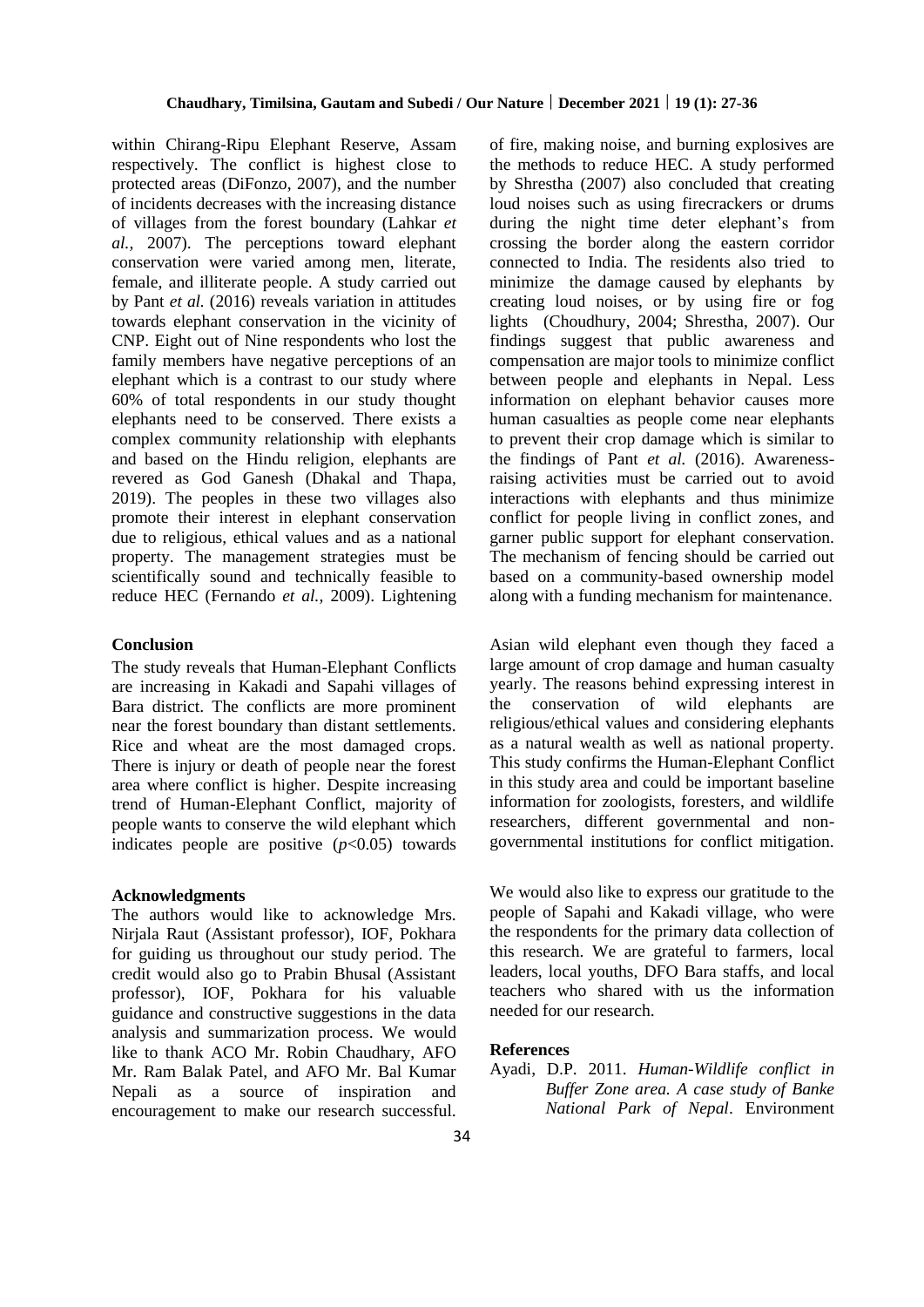within Chirang-Ripu Elephant Reserve, Assam respectively. The conflict is highest close to protected areas (DiFonzo, 2007), and the number of incidents decreases with the increasing distance of villages from the forest boundary (Lahkar *et al.,* 2007). The perceptions toward elephant conservation were varied among men, literate, female, and illiterate people. A study carried out by Pant *et al.* (2016) reveals variation in attitudes towards elephant conservation in the vicinity of CNP. Eight out of Nine respondents who lost the family members have negative perceptions of an elephant which is a contrast to our study where 60% of total respondents in our study thought elephants need to be conserved. There exists a complex community relationship with elephants and based on the Hindu religion, elephants are revered as God Ganesh (Dhakal and Thapa, 2019). The peoples in these two villages also promote their interest in elephant conservation due to religious, ethical values and as a national property. The management strategies must be scientifically sound and technically feasible to reduce HEC (Fernando *et al.,* 2009). Lightening of fire, making noise, and burning explosives are the methods to reduce HEC. A study performed by Shrestha (2007) also concluded that creating loud noises such as using firecrackers or drums during the night time deter elephant's from crossing the border along the eastern corridor connected to India. The residents also tried to minimize the damage caused by elephants by creating loud noises, or by using fire or fog lights (Choudhury, 2004; Shrestha, 2007). Our findings suggest that public awareness and compensation are major tools to minimize conflict between people and elephants in Nepal. Less information on elephant behavior causes more human casualties as people come near elephants to prevent their crop damage which is similar to the findings of Pant *et al.* (2016). Awareness-raising activities must be carried out to avoid interactions with elephants and thus minimize conflict for people living in conflict zones, and garner public support for elephant conservation. The mechanism of fencing should be carried out based on a community-based ownership model along with a funding mechanism for maintenance.

## Conclusion

The study reveals that Human-Elephant Conflicts are increasing in Kakadi and Sapahi villages of Bara district. The conflicts are more prominent near the forest boundary than distant settlements. Rice and wheat are the most damaged crops. There is injury or death of people near the forest area where conflict is higher. Despite increasing trend of Human-Elephant Conflict, majority of people wants to conserve the wild elephant which indicates people are positive ($p<0.05$) towards Asian wild elephant even though they faced a large amount of crop damage and human casualty yearly. The reasons behind expressing interest in the conservation of wild elephants are religious/ethical values and considering elephants as a natural wealth as well as national property. This study confirms the Human-Elephant Conflict in this study area and could be important baseline information for zoologists, foresters, and wildlife researchers, different governmental and non-governmental institutions for conflict mitigation.

## Acknowledgments

The authors would like to acknowledge Mrs. Nirjala Raut (Assistant professor), IOF, Pokhara for guiding us throughout our study period. The credit would also go to Prabin Bhusal (Assistant professor), IOF, Pokhara for his valuable guidance and constructive suggestions in the data analysis and summarization process. We would like to thank ACO Mr. Robin Chaudhary, AFO Mr. Ram Balak Patel, and AFO Mr. Bal Kumar Nepali as a source of inspiration and encouragement to make our research successful. We would also like to express our gratitude to the people of Sapahi and Kakadi village, who were the respondents for the primary data collection of this research. We are grateful to farmers, local leaders, local youths, DFO Bara staffs, and local teachers who shared with us the information needed for our research.

## References

Ayadi, D.P. 2011. *Human-Wildlife conflict in Buffer Zone area. A case study of Banke National Park of Nepal*. Environment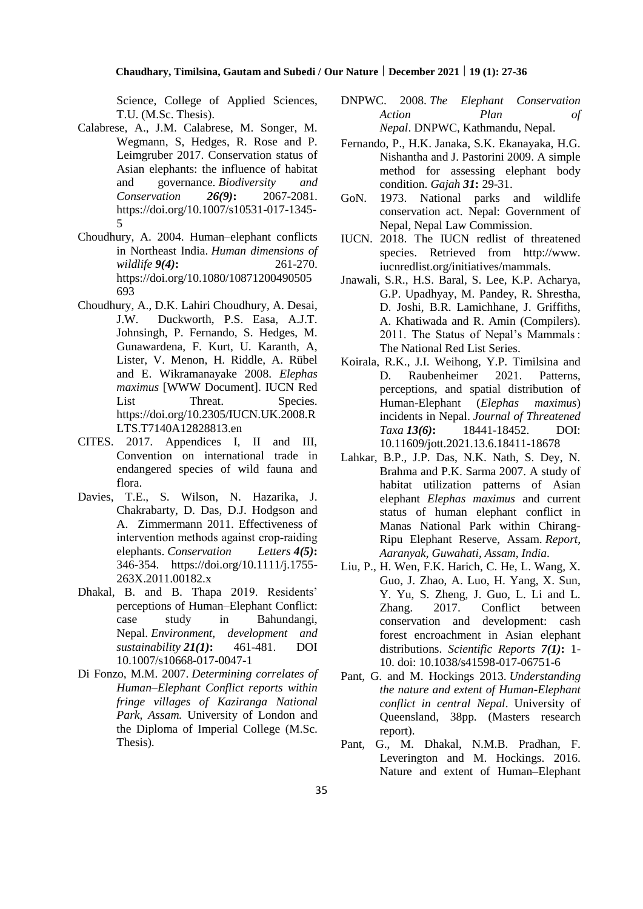Science, College of Applied Sciences, T.U. (M.Sc. Thesis).

Calabrese, A., J.M. Calabrese, M. Songer, M. Wegmann, S, Hedges, R. Rose and P. Leimgruber 2017. Conservation status of Asian elephants: the influence of habitat and governance. *Biodiversity and Conservation* ***26(9)*****:** 2067-2081. https://doi.org/10.1007/s10531-017-1345-5

Choudhury, A. 2004. Human–elephant conflicts in Northeast India. *Human dimensions of wildlife* ***9(4)*****:** 261-270. https://doi.org/10.1080/10871200490505693

Choudhury, A., D.K. Lahiri Choudhury, A. Desai, J.W. Duckworth, P.S. Easa, A.J.T. Johnsingh, P. Fernando, S. Hedges, M. Gunawardena, F. Kurt, U. Karanth, A, Lister, V. Menon, H. Riddle, A. Rübel and E. Wikramanayake 2008. *Elephas maximus* [WWW Document]. IUCN Red List Threat. Species. https://doi.org/10.2305/IUCN.UK.2008.RLTS.T7140A12828813.en

CITES. 2017. Appendices I, II and III, Convention on international trade in endangered species of wild fauna and flora.

Davies, T.E., S. Wilson, N. Hazarika, J. Chakrabarty, D. Das, D.J. Hodgson and A. Zimmermann 2011. Effectiveness of intervention methods against crop-raiding elephants. *Conservation Letters* ***4(5)*****:** 346-354. https://doi.org/10.1111/j.1755-263X.2011.00182.x

Dhakal, B. and B. Thapa 2019. Residents' perceptions of Human–Elephant Conflict: case study in Bahundangi, Nepal. *Environment, development and sustainability* ***21(1)*****:** 461-481. DOI 10.1007/s10668-017-0047-1

Di Fonzo, M.M. 2007. *Determining correlates of Human–Elephant Conflict reports within fringe villages of Kaziranga National Park, Assam.* University of London and the Diploma of Imperial College (M.Sc. Thesis).

DNPWC. 2008. *The Elephant Conservation Action Plan of Nepal*. DNPWC, Kathmandu, Nepal.

Fernando, P., H.K. Janaka, S.K. Ekanayaka, H.G. Nishantha and J. Pastorini 2009. A simple method for assessing elephant body condition. *Gajah* ***31*****:** 29-31.

GoN. 1973. National parks and wildlife conservation act. Nepal: Government of Nepal, Nepal Law Commission.

IUCN. 2018. The IUCN redlist of threatened species. Retrieved from http://www.iucnredlist.org/initiatives/mammals.

Jnawali, S.R., H.S. Baral, S. Lee, K.P. Acharya, G.P. Upadhyay, M. Pandey, R. Shrestha, D. Joshi, B.R. Lamichhane, J. Griffiths, A. Khatiwada and R. Amin (Compilers). 2011. The Status of Nepal's Mammals : The National Red List Series.

Koirala, R.K., J.I. Weihong, Y.P. Timilsina and D. Raubenheimer 2021. Patterns, perceptions, and spatial distribution of Human-Elephant (*Elephas maximus*) incidents in Nepal. *Journal of Threatened Taxa* ***13(6)*****:** 18441-18452. DOI: 10.11609/jott.2021.13.6.18411-18678

Lahkar, B.P., J.P. Das, N.K. Nath, S. Dey, N. Brahma and P.K. Sarma 2007. A study of habitat utilization patterns of Asian elephant *Elephas maximus* and current status of human elephant conflict in Manas National Park within Chirang-Ripu Elephant Reserve, Assam. *Report, Aaranyak, Guwahati, Assam, India*.

Liu, P., H. Wen, F.K. Harich, C. He, L. Wang, X. Guo, J. Zhao, A. Luo, H. Yang, X. Sun, Y. Yu, S. Zheng, J. Guo, L. Li and L. Zhang. 2017. Conflict between conservation and development: cash forest encroachment in Asian elephant distributions. *Scientific Reports* ***7(1)*****:** 1-10. doi: 10.1038/s41598-017-06751-6

Pant, G. and M. Hockings 2013. *Understanding the nature and extent of Human-Elephant conflict in central Nepal*. University of Queensland, 38pp. (Masters research report).

Pant, G., M. Dhakal, N.M.B. Pradhan, F. Leverington and M. Hockings. 2016. Nature and extent of Human–Elephant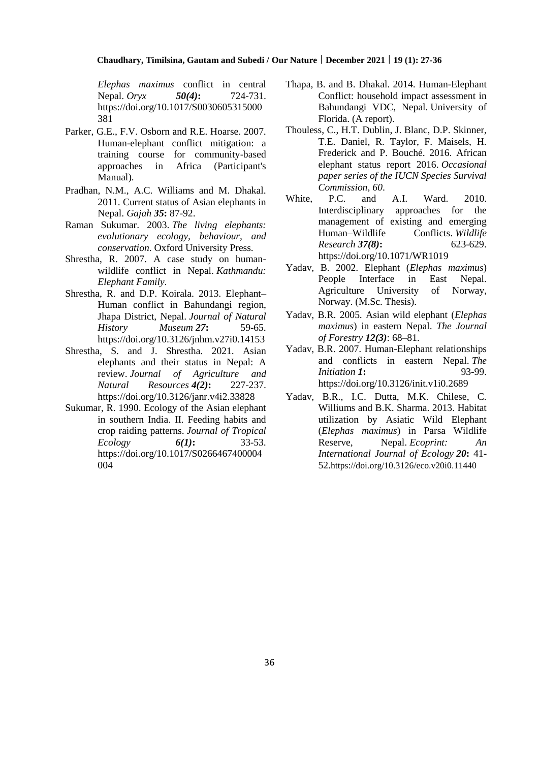*Elephas maximus* conflict in central Nepal. *Oryx* ***50(4)*****:** 724-731. https://doi.org/10.1017/S0030605315000381

Parker, G.E., F.V. Osborn and R.E. Hoarse. 2007. Human-elephant conflict mitigation: a training course for community-based approaches in Africa (Participant's Manual).

Pradhan, N.M., A.C. Williams and M. Dhakal. 2011. Current status of Asian elephants in Nepal. *Gajah* ***35*****:** 87-92.

Raman Sukumar. 2003. *The living elephants: evolutionary ecology, behaviour, and conservation*. Oxford University Press.

Shrestha, R. 2007. A case study on human-wildlife conflict in Nepal. *Kathmandu: Elephant Family*.

Shrestha, R. and D.P. Koirala. 2013. Elephant–Human conflict in Bahundangi region, Jhapa District, Nepal. *Journal of Natural History Museum* ***27*****:** 59-65. https://doi.org/10.3126/jnhm.v27i0.14153

Shrestha, S. and J. Shrestha. 2021. Asian elephants and their status in Nepal: A review. *Journal of Agriculture and Natural Resources* ***4(2)*****:** 227-237. https://doi.org/10.3126/janr.v4i2.33828

Sukumar, R. 1990. Ecology of the Asian elephant in southern India. II. Feeding habits and crop raiding patterns. *Journal of Tropical Ecology* ***6(1)*****:** 33-53. https://doi.org/10.1017/S0266467400004004

Thapa, B. and B. Dhakal. 2014. Human-Elephant Conflict: household impact assessment in Bahundangi VDC, Nepal. University of Florida. (A report).

Thouless, C., H.T. Dublin, J. Blanc, D.P. Skinner, T.E. Daniel, R. Taylor, F. Maisels, H. Frederick and P. Bouché. 2016. African elephant status report 2016. *Occasional paper series of the IUCN Species Survival Commission*, *60*.

White, P.C. and A.I. Ward. 2010. Interdisciplinary approaches for the management of existing and emerging Human–Wildlife Conflicts. *Wildlife Research* ***37(8)*****:** 623-629. https://doi.org/10.1071/WR1019

Yadav, B. 2002. Elephant (*Elephas maximus*) People Interface in East Nepal. Agriculture University of Norway, Norway. (M.Sc. Thesis).

Yadav, B.R. 2005. Asian wild elephant (*Elephas maximus*) in eastern Nepal. *The Journal of Forestry* ***12(3)***: 68–81.

Yadav, B.R. 2007. Human-Elephant relationships and conflicts in eastern Nepal. *The Initiation* ***1*****:** 93-99. https://doi.org/10.3126/init.v1i0.2689

Yadav, B.R., I.C. Dutta, M.K. Chilese, C. Williums and B.K. Sharma. 2013. Habitat utilization by Asiatic Wild Elephant (*Elephas maximus*) in Parsa Wildlife Reserve, Nepal. *Ecoprint: An International Journal of Ecology* ***20*****:** 41-52.https://doi.org/10.3126/eco.v20i0.11440